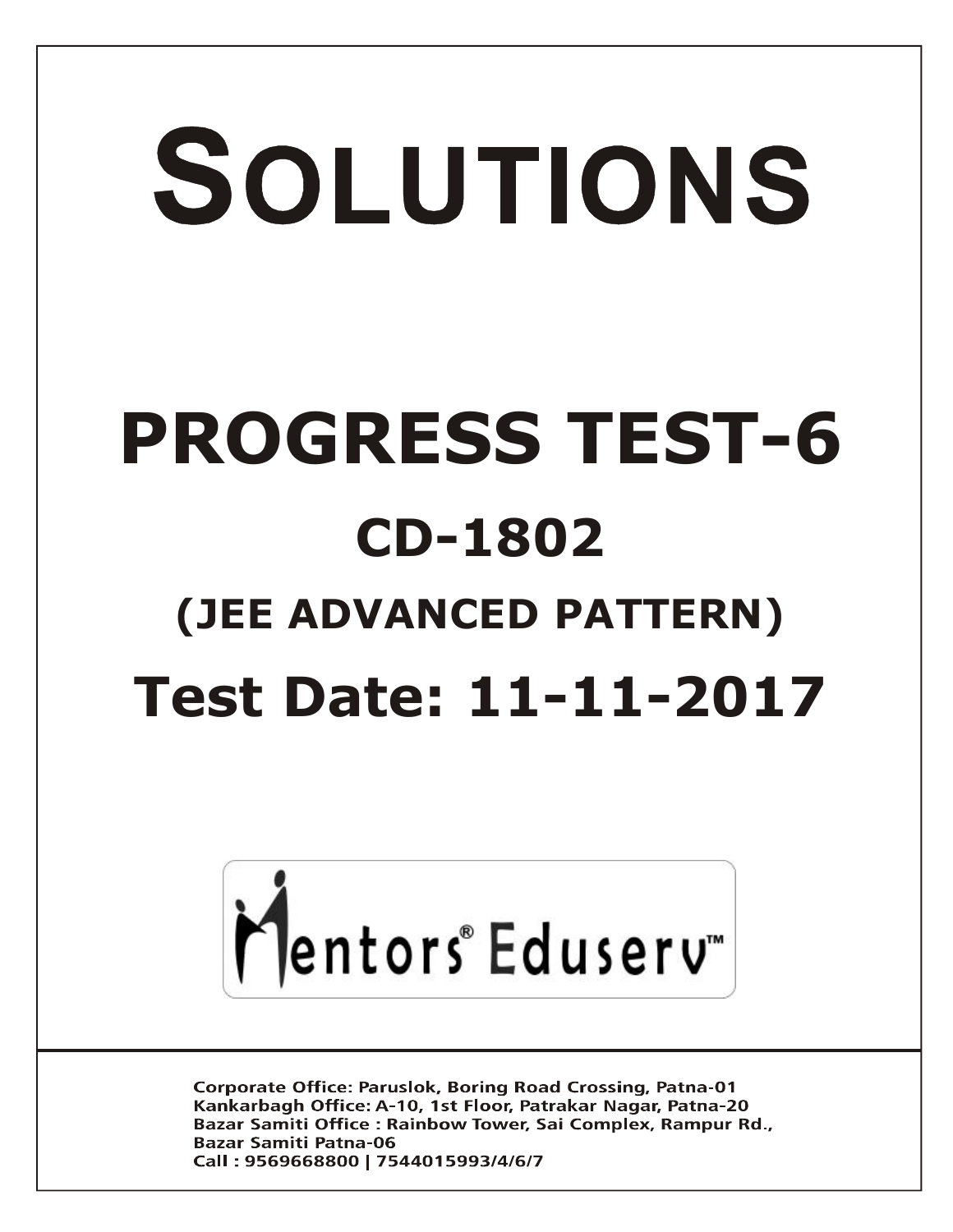# SOLUTIONS

# PROGRESS TEST-6

## CD-1802

## (JEE ADVANCED PATTERN)

## Test Date: 11-11-2017

Mentors® Eduserv™

Corporate Office: Paruslok, Boring Road Crossing, Patna-01
Kankarbagh Office: A-10, 1st Floor, Patrakar Nagar, Patna-20
Bazar Samiti Office : Rainbow Tower, Sai Complex, Rampur Rd., Bazar Samiti Patna-06
Call : 9569668800 | 7544015993/4/6/7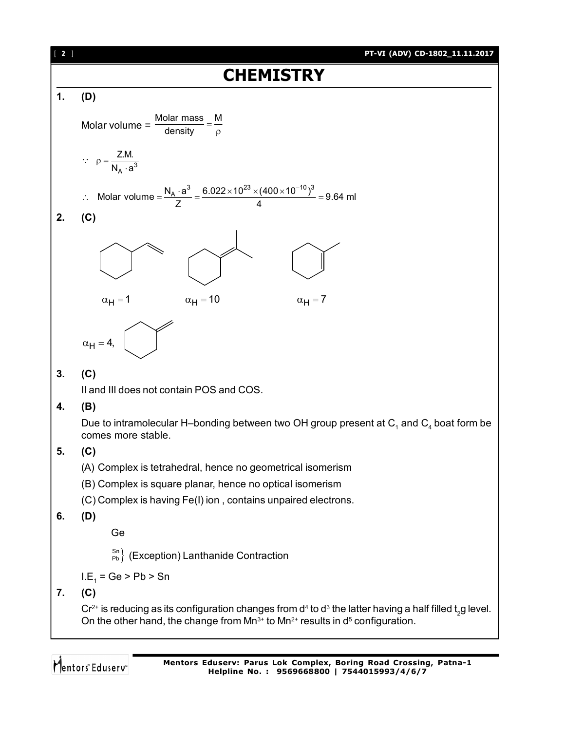# CHEMISTRY

**1. (D)**

$$\text{Molar volume} = \frac{\text{Molar mass}}{\text{density}} = \frac{M}{\rho}$$

$$\because \ \rho = \frac{Z.M.}{N_A \cdot a^3}$$

$$\therefore \ \text{Molar volume} = \frac{N_A \cdot a^3}{Z} = \frac{6.022 \times 10^{23} \times (400 \times 10^{-10})^3}{4} = 9.64 \text{ ml}$$

**2. (C)**

$\alpha_H = 1$ $\qquad$ $\alpha_H = 10$ $\qquad$ $\alpha_H = 7$

$\alpha_H = 4,$

**3. (C)**

II and III does not contain POS and COS.

**4. (B)**

Due to intramolecular H–bonding between two OH group present at $C_1$ and $C_4$ boat form be comes more stable.

**5. (C)**

(A) Complex is tetrahedral, hence no geometrical isomerism

(B) Complex is square planar, hence no optical isomerism

(C) Complex is having Fe(I) ion , contains unpaired electrons.

**6. (D)**

Ge

Sn, Pb } (Exception) Lanthanide Contraction

$I.E_1$ = Ge > Pb > Sn

**7. (C)**

$Cr^{2+}$ is reducing as its configuration changes from $d^4$ to $d^3$ the latter having a half filled $t_2g$ level. On the other hand, the change from $Mn^{3+}$ to $Mn^{2+}$ results in $d^5$ configuration.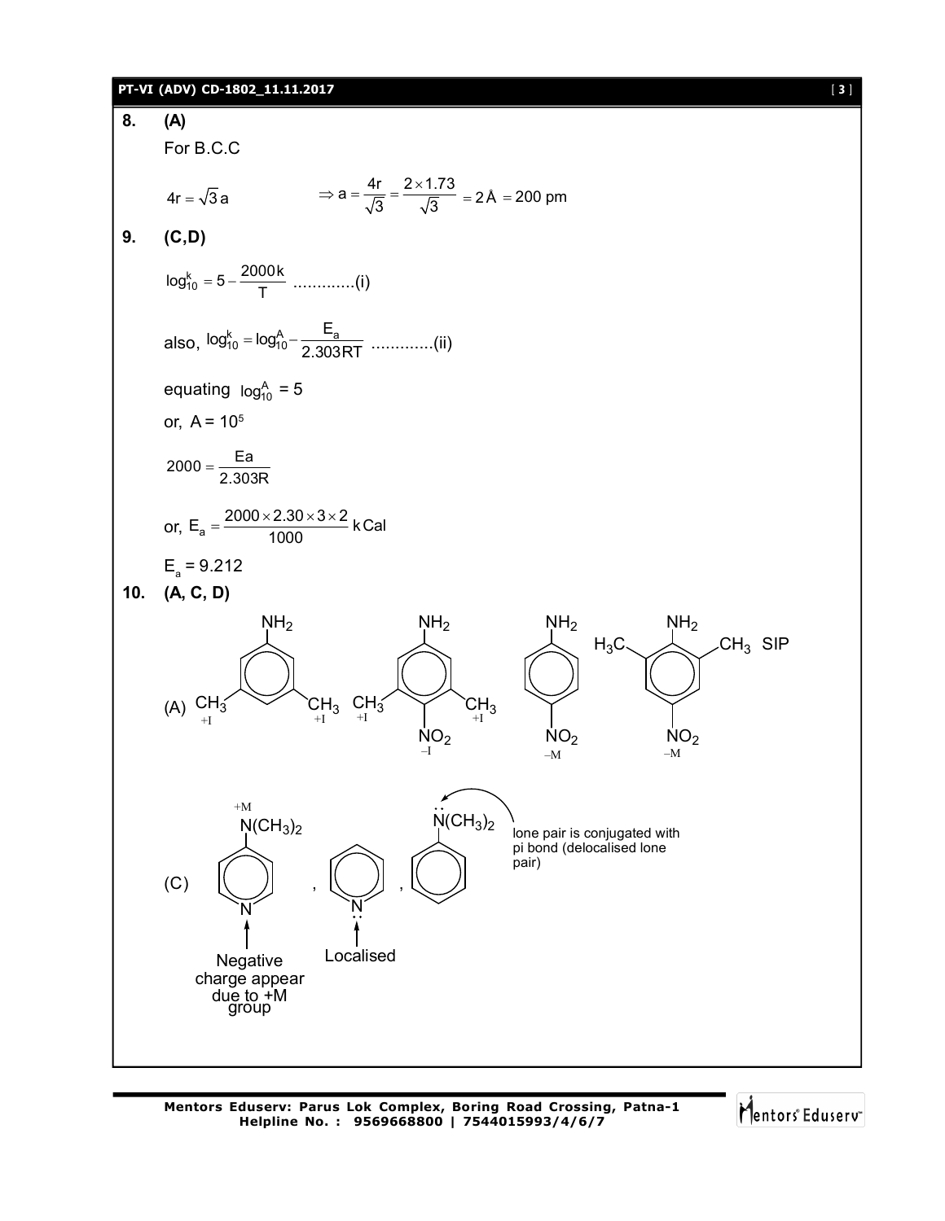**8.** **(A)**

For B.C.C

$4r = \sqrt{3}a \qquad \Rightarrow a = \frac{4r}{\sqrt{3}} = \frac{2 \times 1.73}{\sqrt{3}} = 2\,\text{Å} = 200 \text{ pm}$

**9.** **(C,D)**

$\log_{10}^{k} = 5 - \frac{2000k}{T}$ .............(i)

also, $\log_{10}^{k} = \log_{10}^{A} - \frac{E_a}{2.303RT}$ .............(ii)

equating $\log_{10}^{A} = 5$

or, $A = 10^5$

$2000 = \frac{Ea}{2.303R}$

or, $E_a = \frac{2000 \times 2.30 \times 3 \times 2}{1000}$ kCal

$E_a = 9.212$

**10.** **(A, C, D)**

(A) 3,5-dimethylaniline ($CH_3$: +I, $CH_3$: +I); 3,5-dimethyl-4-nitroaniline ($CH_3$: +I, $CH_3$: +I, $NO_2$: –I); 4-nitroaniline ($NO_2$: –M); 2,6-dimethyl-4-nitroaniline ($H_3C$, $CH_3$ SIP; $NO_2$: –M)

(C) 4-(dimethylamino)pyridine ($N(CH_3)_2$: +M; ring N: Negative charge appear due to +M group), pyridine (ring N lone pair: Localised), N,N-dimethylaniline (lone pair is conjugated with pi bond (delocalised lone pair))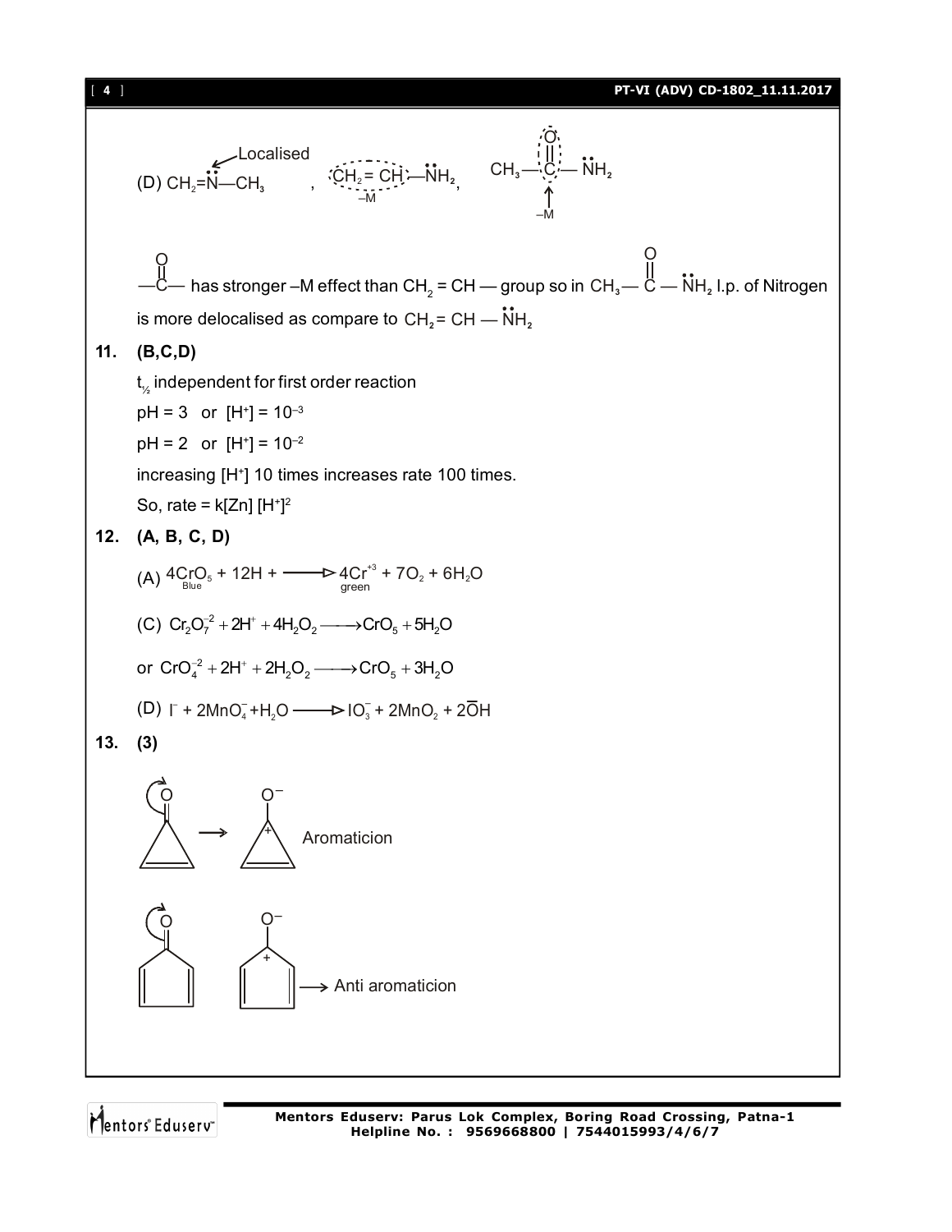(D) $CH_2=\ddot{N}—CH_3$ (Localised) , $CH_2=CH—\ddot{N}H_2$ (–M), $CH_3—\overset{O}{\overset{||}{C}}—\ddot{N}H_2$ (–M)

$—\overset{O}{\overset{||}{C}}—$ has stronger –M effect than $CH_2=CH—$ group so in $CH_3—\overset{O}{\overset{||}{C}}—\ddot{N}H_2$ l.p. of Nitrogen is more delocalised as compare to $CH_2=CH—\ddot{N}H_2$

**11. (B,C,D)**

$t_{1/2}$ independent for first order reaction

pH = 3 or $[H^+] = 10^{-3}$

pH = 2 or $[H^+] = 10^{-2}$

increasing $[H^+]$ 10 times increases rate 100 times.

So, rate = $k[Zn][H^+]^2$

**12. (A, B, C, D)**

(A) $\underset{\text{Blue}}{4CrO_5} + 12H^+ \longrightarrow \underset{\text{green}}{4Cr^{+3}} + 7O_2 + 6H_2O$

(C) $Cr_2O_7^{-2} + 2H^+ + 4H_2O_2 \longrightarrow CrO_5 + 5H_2O$

or $CrO_4^{-2} + 2H^+ + 2H_2O_2 \longrightarrow CrO_5 + 3H_2O$

(D) $I^- + 2MnO_4^- + H_2O \longrightarrow IO_3^- + 2MnO_2 + 2\overline{O}H$

**13. (3)**

Cyclopropenone → (O⁻, ring +) Aromaticion

Cyclopentadienone → (O⁻, ring +) → Anti aromaticion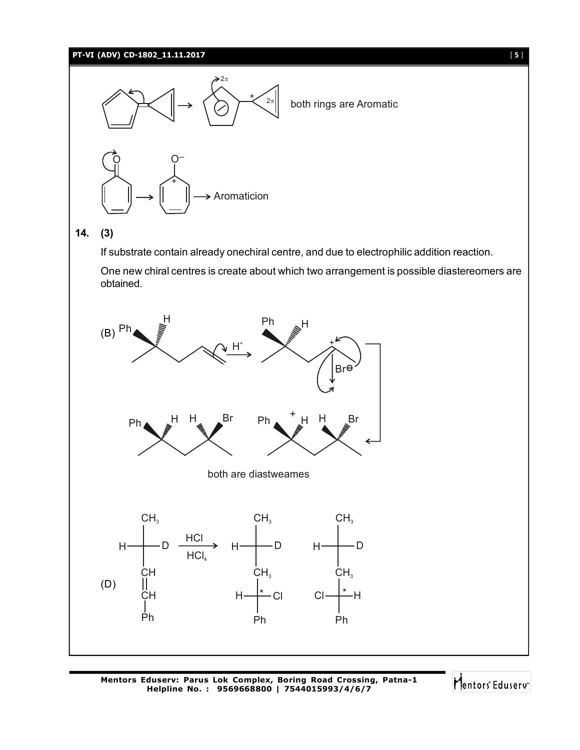both rings are Aromatic

→ Aromaticion

**14. (3)**

If substrate contain already onechiral centre, and due to electrophilic addition reaction.

One new chiral centres is create about which two arrangement is possible diastereomers are obtained.

(B) $\xrightarrow{H^+}$ $Br^{\ominus}$

both are diastweames

(D) $\xrightarrow[HCl_4]{HCl}$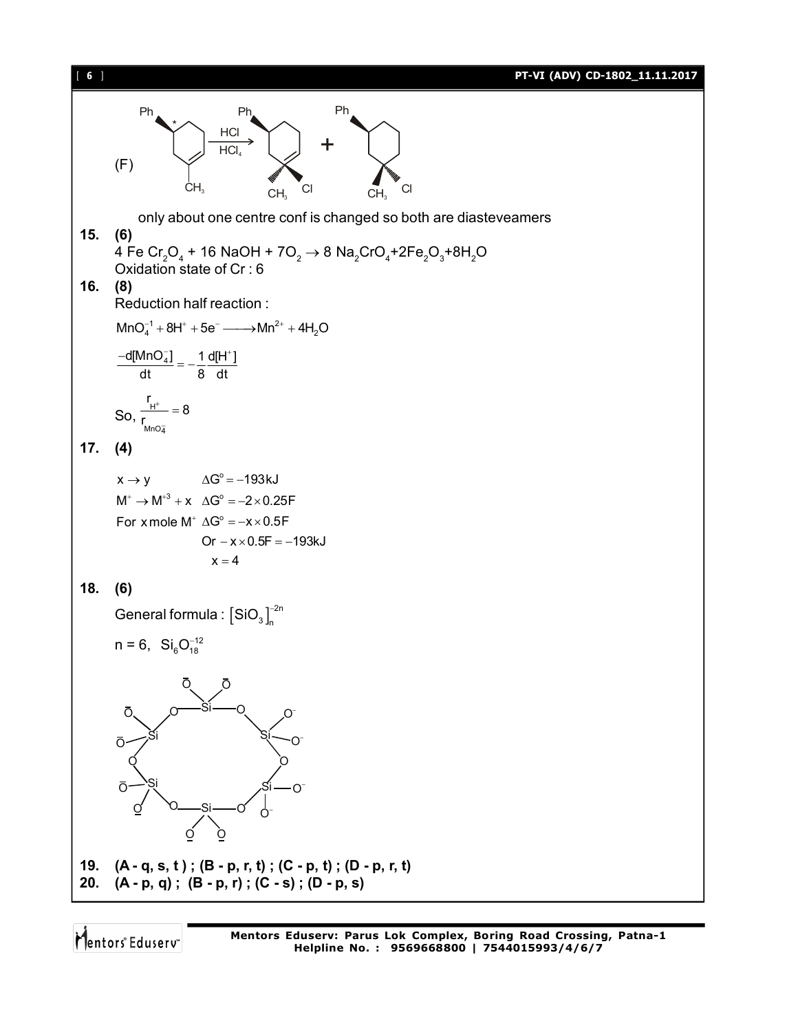(F) [Reaction scheme: Ph-substituted methylcyclohexene (chiral centre marked *) $\xrightarrow[HCl_4]{HCl}$ Ph-substituted cyclohexane with $CH_3$ and Cl + Ph-substituted cyclohexane with $CH_3$ and Cl]

only about one centre conf is changed so both are diasteveamers

**15. (6)**

4 Fe $Cr_2O_4$ + 16 NaOH + 7$O_2$ $\rightarrow$ 8 $Na_2CrO_4$+2$Fe_2O_3$+8$H_2O$

Oxidation state of Cr : 6

**16. (8)**

Reduction half reaction :

$$MnO_4^{-1} + 8H^+ + 5e^- \longrightarrow Mn^{2+} + 4H_2O$$

$$\frac{-d[MnO_4^-]}{dt} = -\frac{1}{8}\frac{d[H^+]}{dt}$$

$$\text{So, } \frac{r_{H^+}}{r_{MnO_4^-}} = 8$$

**17. (4)**

$x \rightarrow y \quad \Delta G^\circ = -193\,kJ$

$M^+ \rightarrow M^{+3} + x \quad \Delta G^\circ = -2 \times 0.25F$

For $x$ mole $M^+$ $\Delta G^\circ = -x \times 0.5F$

Or $-x \times 0.5F = -193kJ$

$x = 4$

**18. (6)**

General formula : $\left[SiO_3\right]_n^{-2n}$

n = 6, $Si_6O_{18}^{-12}$

[Structure: cyclic $Si_6O_{18}^{12-}$ ring with six Si atoms linked by bridging O atoms, each Si bearing two terminal $O^-$]

**19. (A - q, s, t ) ; (B - p, r, t) ; (C - p, t) ; (D - p, r, t)**

**20. (A - p, q) ; (B - p, r) ; (C - s) ; (D - p, s)**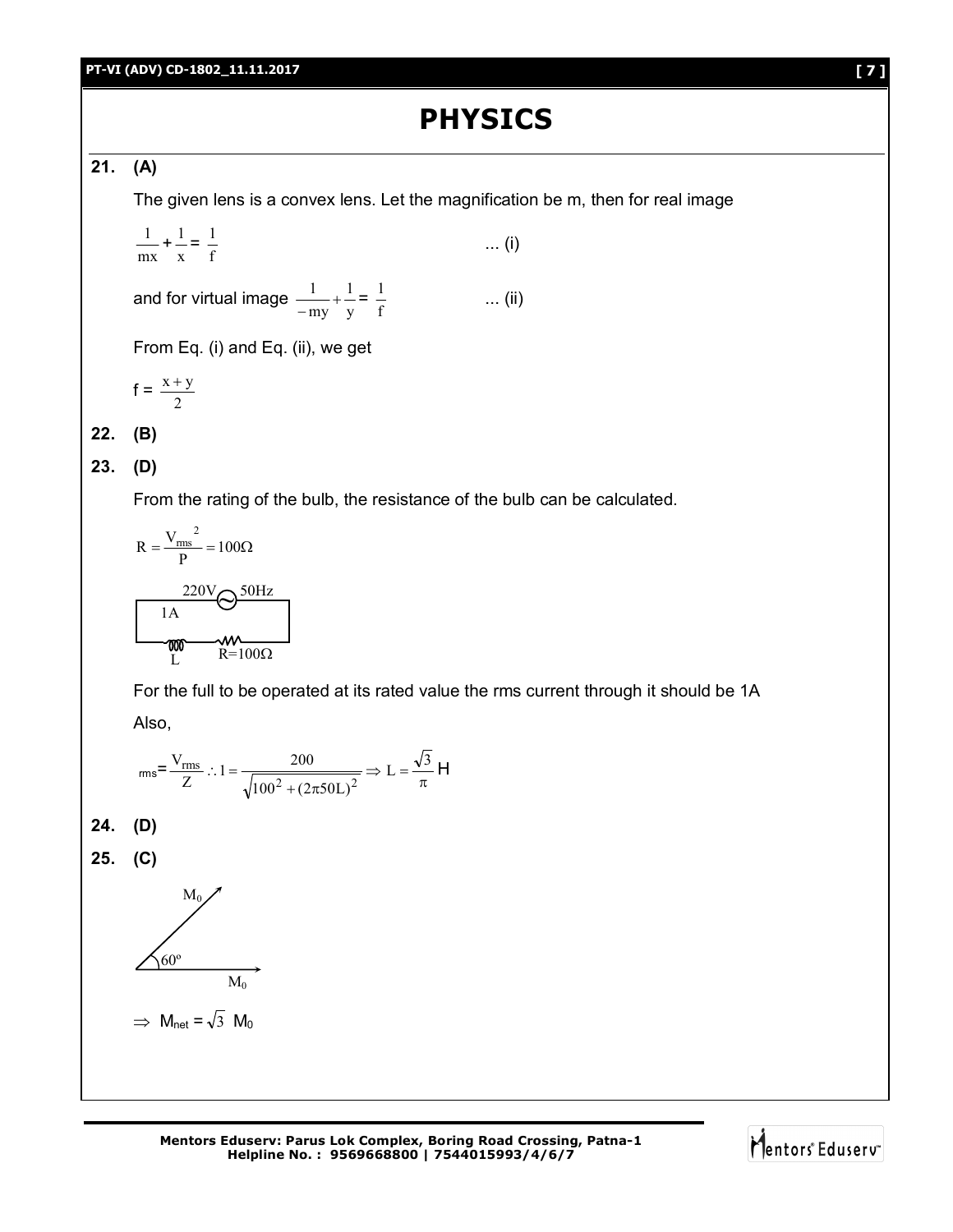# PHYSICS

**21. (A)**

The given lens is a convex lens. Let the magnification be m, then for real image

$$\frac{1}{mx} + \frac{1}{x} = \frac{1}{f} \qquad \text{... (i)}$$

and for virtual image $\frac{1}{-my} + \frac{1}{y} = \frac{1}{f}$ ... (ii)

From Eq. (i) and Eq. (ii), we get

$$f = \frac{x+y}{2}$$

**22. (B)**

**23. (D)**

From the rating of the bulb, the resistance of the bulb can be calculated.

$$R = \frac{V_{rms}^{\ 2}}{P} = 100\Omega$$

220V 50Hz
1A
L R=100Ω

For the full to be operated at its rated value the rms current through it should be 1A

Also,

$$_{rms} = \frac{V_{rms}}{Z} \therefore 1 = \frac{200}{\sqrt{100^2 + (2\pi 50L)^2}} \Rightarrow L = \frac{\sqrt{3}}{\pi}\text{ H}$$

**24. (D)**

**25. (C)**

$M_0$
$60^o$
$M_0$

$\Rightarrow$ $M_{net} = \sqrt{3}\ M_0$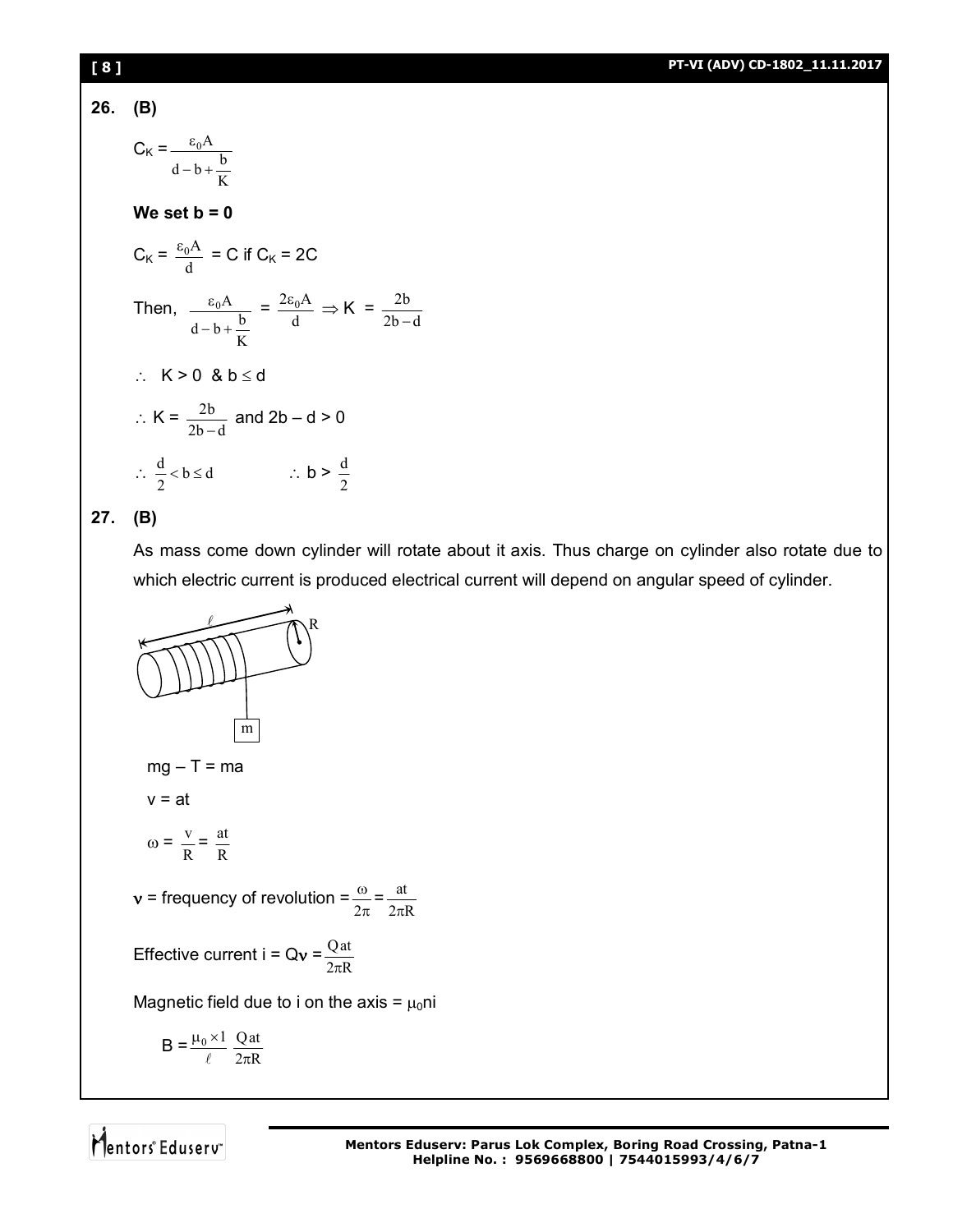**26. (B)**

$C_K = \dfrac{\varepsilon_0 A}{d - b + \dfrac{b}{K}}$

**We set b = 0**

$C_K = \dfrac{\varepsilon_0 A}{d}$ = C if $C_K$ = 2C

Then, $\dfrac{\varepsilon_0 A}{d - b + \dfrac{b}{K}} = \dfrac{2\varepsilon_0 A}{d} \Rightarrow K = \dfrac{2b}{2b - d}$

$\therefore$ K > 0 & $b \le d$

$\therefore K = \dfrac{2b}{2b-d}$ and $2b - d > 0$

$\therefore \dfrac{d}{2} < b \le d$ $\qquad \therefore b > \dfrac{d}{2}$

**27. (B)**

As mass come down cylinder will rotate about it axis. Thus charge on cylinder also rotate due to which electric current is produced electrical current will depend on angular speed of cylinder.

$mg - T = ma$

$v = at$

$\omega = \dfrac{v}{R} = \dfrac{at}{R}$

$\nu$ = frequency of revolution $= \dfrac{\omega}{2\pi} = \dfrac{at}{2\pi R}$

Effective current $i = Q\nu = \dfrac{Qat}{2\pi R}$

Magnetic field due to i on the axis = $\mu_0 ni$

$B = \dfrac{\mu_0 \times 1}{\ell} \dfrac{Qat}{2\pi R}$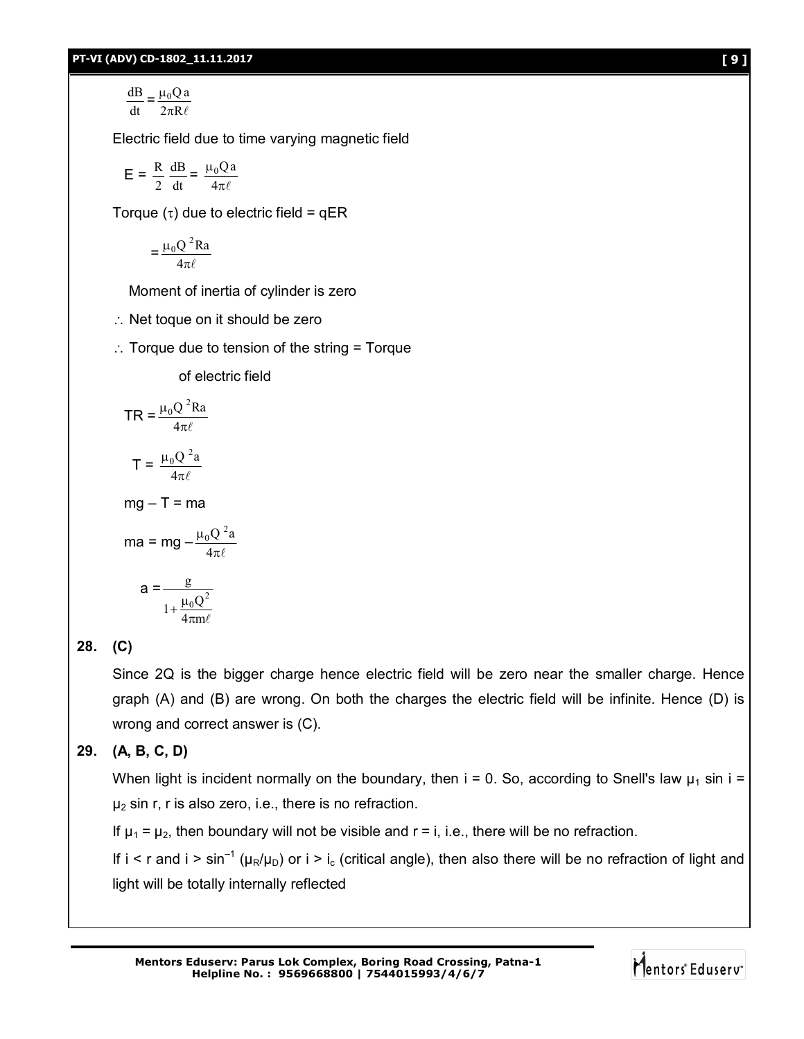$$\frac{dB}{dt} = \frac{\mu_0 Q a}{2\pi R \ell}$$

Electric field due to time varying magnetic field

$$E = \frac{R}{2}\frac{dB}{dt} = \frac{\mu_0 Q a}{4\pi \ell}$$

Torque ($\tau$) due to electric field = qER

$$= \frac{\mu_0 Q^2 R a}{4\pi \ell}$$

Moment of inertia of cylinder is zero

$\therefore$ Net toque on it should be zero

$\therefore$ Torque due to tension of the string = Torque of electric field

$$TR = \frac{\mu_0 Q^2 R a}{4\pi \ell}$$

$$T = \frac{\mu_0 Q^2 a}{4\pi \ell}$$

$$mg - T = ma$$

$$ma = mg - \frac{\mu_0 Q^2 a}{4\pi \ell}$$

$$a = \frac{g}{1 + \frac{\mu_0 Q^2}{4\pi m \ell}}$$

**28. (C)**

Since 2Q is the bigger charge hence electric field will be zero near the smaller charge. Hence graph (A) and (B) are wrong. On both the charges the electric field will be infinite. Hence (D) is wrong and correct answer is (C).

**29. (A, B, C, D)**

When light is incident normally on the boundary, then i = 0. So, according to Snell's law $\mu_1 \sin i = \mu_2 \sin r$, r is also zero, i.e., there is no refraction.

If $\mu_1 = \mu_2$, then boundary will not be visible and r = i, i.e., there will be no refraction.

If i < r and i > $\sin^{-1}(\mu_R/\mu_D)$ or i > $i_c$ (critical angle), then also there will be no refraction of light and light will be totally internally reflected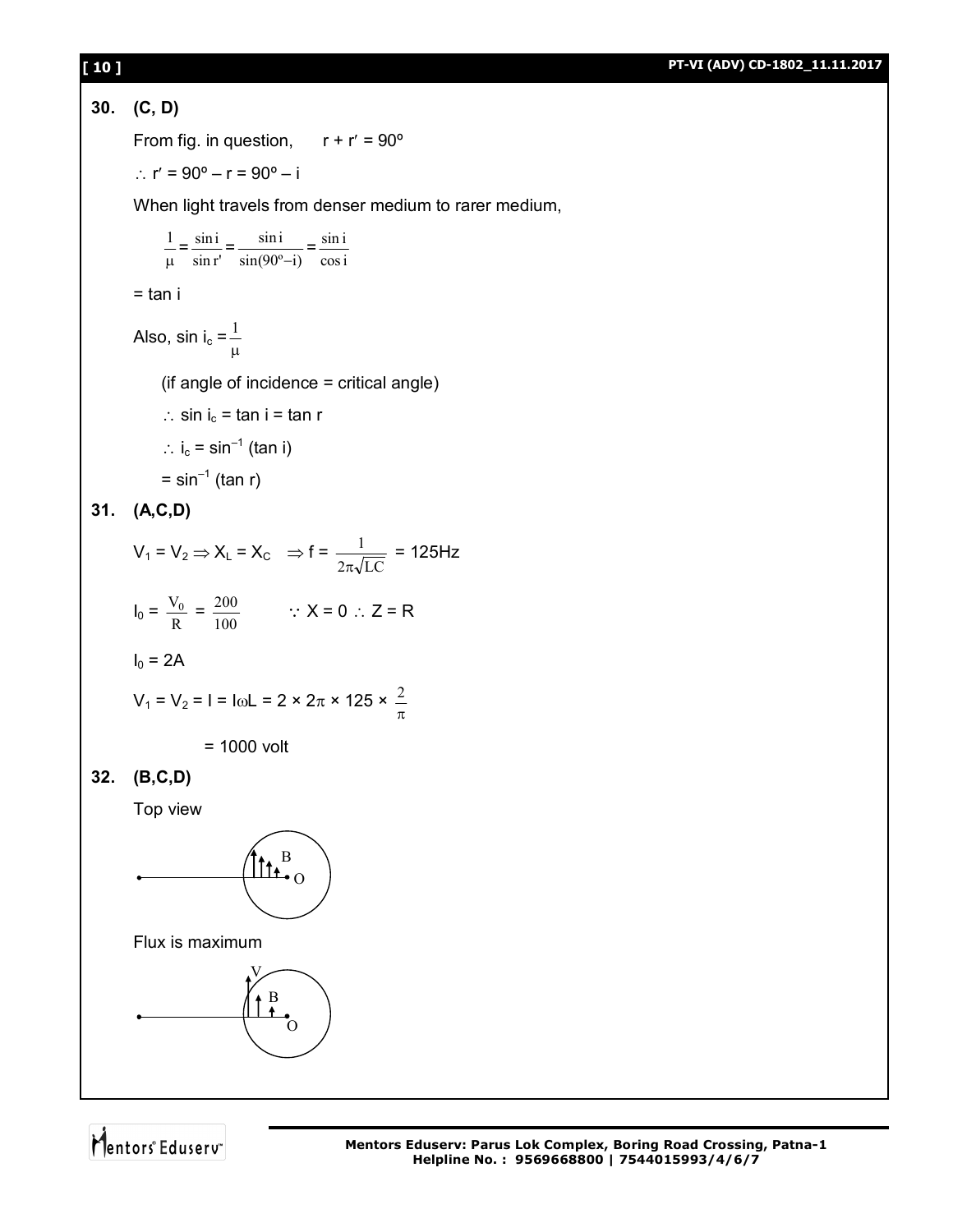**30. (C, D)**

From fig. in question, $r + r' = 90^\circ$

$\therefore r' = 90^\circ - r = 90^\circ - i$

When light travels from denser medium to rarer medium,

$$\frac{1}{\mu} = \frac{\sin i}{\sin r'} = \frac{\sin i}{\sin(90^\circ - i)} = \frac{\sin i}{\cos i}$$

$= \tan i$

Also, $\sin i_c = \frac{1}{\mu}$

(if angle of incidence = critical angle)

$\therefore \sin i_c = \tan i = \tan r$

$\therefore i_c = \sin^{-1}(\tan i)$

$= \sin^{-1}(\tan r)$

**31. (A,C,D)**

$V_1 = V_2 \Rightarrow X_L = X_C \quad \Rightarrow f = \frac{1}{2\pi\sqrt{LC}} = 125\text{Hz}$

$I_0 = \frac{V_0}{R} = \frac{200}{100} \qquad \because X = 0 \therefore Z = R$

$I_0 = 2\text{A}$

$V_1 = V_2 = I = I\omega L = 2 \times 2\pi \times 125 \times \frac{2}{\pi}$

$= 1000$ volt

**32. (B,C,D)**

Top view

Flux is maximum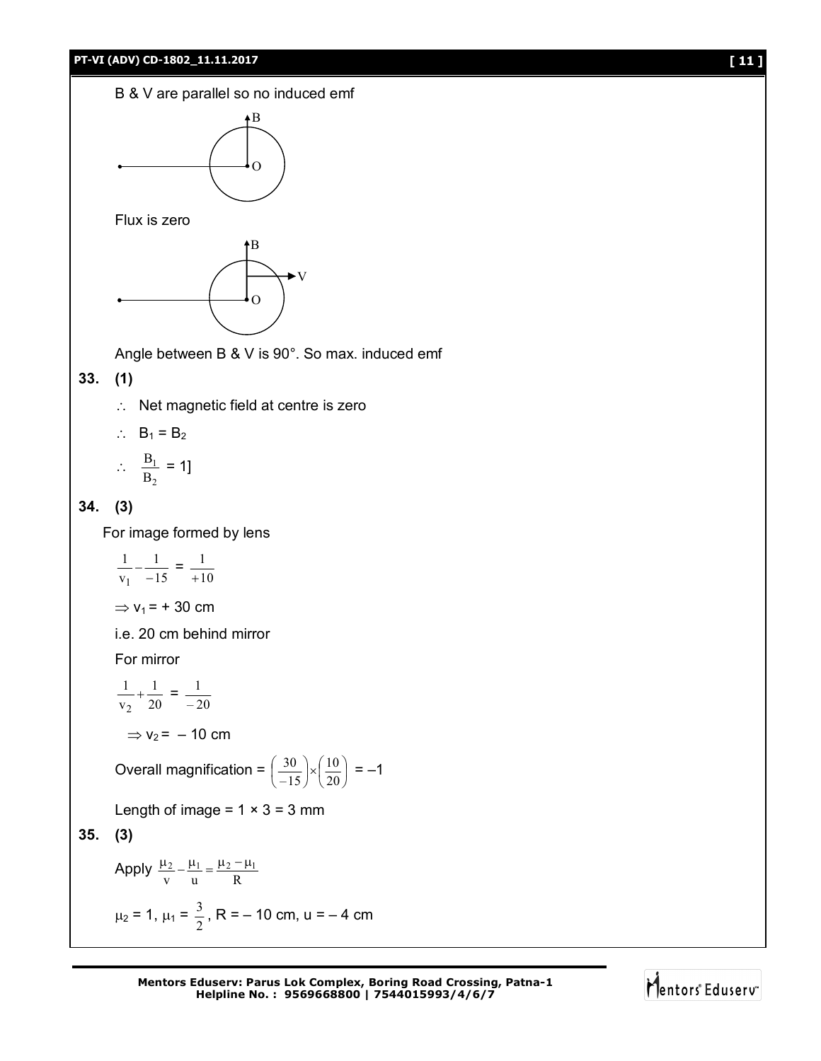B & V are parallel so no induced emf

Flux is zero

Angle between B & V is 90°. So max. induced emf

**33. (1)**

$\therefore$ Net magnetic field at centre is zero

$\therefore$ $B_1 = B_2$

$\therefore$ $\frac{B_1}{B_2} = 1$]

**34. (3)**

For image formed by lens

$$\frac{1}{v_1} - \frac{1}{-15} = \frac{1}{+10}$$

$\Rightarrow v_1 = +30$ cm

i.e. 20 cm behind mirror

For mirror

$$\frac{1}{v_2} + \frac{1}{20} = \frac{1}{-20}$$

$\Rightarrow v_2 = -10$ cm

Overall magnification = $\left(\frac{30}{-15}\right) \times \left(\frac{10}{20}\right) = -1$

Length of image = 1 × 3 = 3 mm

**35. (3)**

Apply $\frac{\mu_2}{v} - \frac{\mu_1}{u} = \frac{\mu_2 - \mu_1}{R}$

$\mu_2 = 1$, $\mu_1 = \frac{3}{2}$, $R = -10$ cm, $u = -4$ cm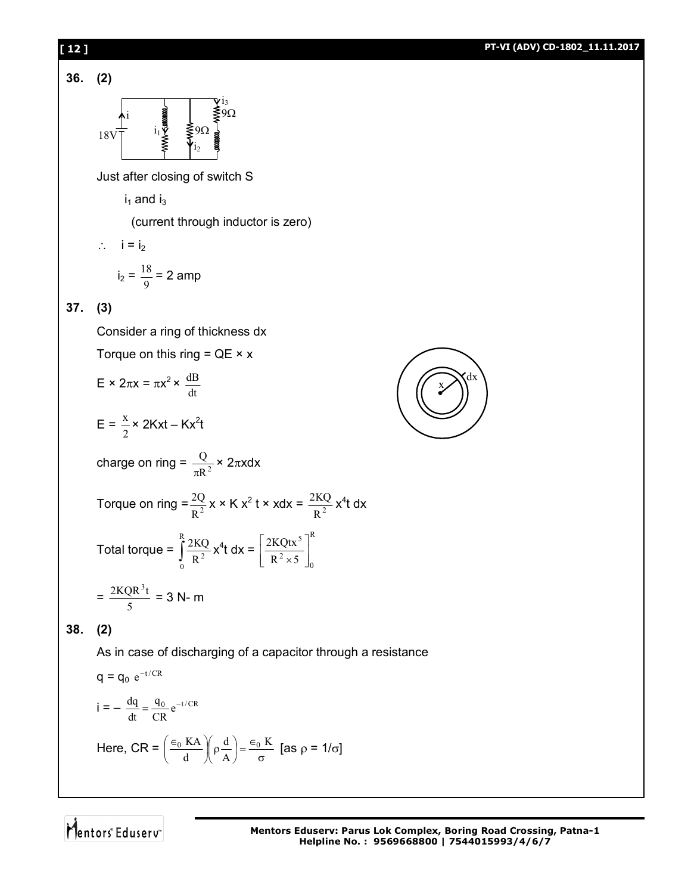**36. (2)**

Just after closing of switch S

$i_1$ and $i_3$

(current through inductor is zero)

$\therefore \quad i = i_2$

$i_2 = \frac{18}{9} = 2$ amp

**37. (3)**

Consider a ring of thickness dx

Torque on this ring = QE × x

$E \times 2\pi x = \pi x^2 \times \frac{dB}{dt}$

$E = \frac{x}{2} \times 2Kxt - Kx^2t$

charge on ring = $\frac{Q}{\pi R^2} \times 2\pi x dx$

Torque on ring = $\frac{2Q}{R^2} x \times K x^2 t \times x dx = \frac{2KQ}{R^2} x^4 t \, dx$

Total torque = $\int_0^R \frac{2KQ}{R^2} x^4 t \, dx = \left[\frac{2KQtx^5}{R^2 \times 5}\right]_0^R$

$= \frac{2KQR^3t}{5} = 3$ N- m

**38. (2)**

As in case of discharging of a capacitor through a resistance

$q = q_0 \, e^{-t/CR}$

$i = -\frac{dq}{dt} = \frac{q_0}{CR} e^{-t/CR}$

Here, CR = $\left(\frac{\epsilon_0 KA}{d}\right)\left(\rho \frac{d}{A}\right) = \frac{\epsilon_0 K}{\sigma}$ [as $\rho = 1/\sigma$]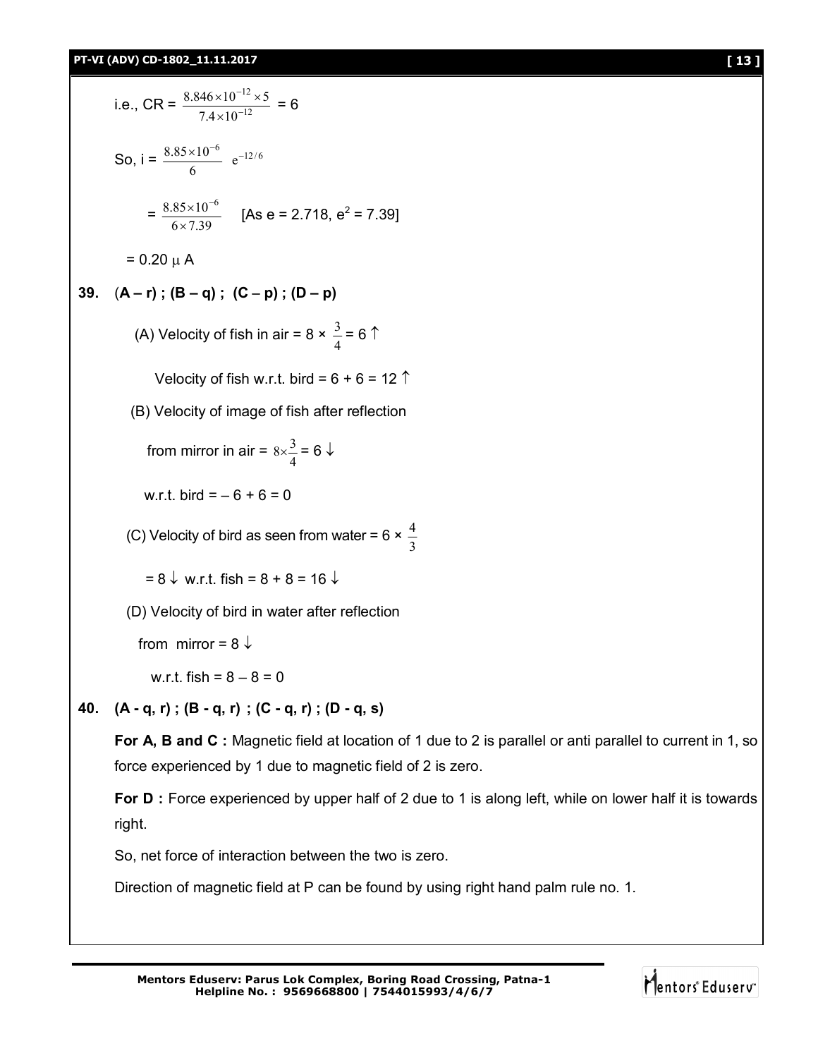i.e., CR = $\frac{8.846 \times 10^{-12} \times 5}{7.4 \times 10^{-12}}$ = 6

So, i = $\frac{8.85 \times 10^{-6}}{6}$ $e^{-12/6}$

= $\frac{8.85 \times 10^{-6}}{6 \times 7.39}$ [As e = 2.718, $e^2$ = 7.39]

= 0.20 $\mu$ A

**39.** **(A – r) ; (B – q) ; (C – p) ; (D – p)**

(A) Velocity of fish in air = 8 × $\frac{3}{4}$ = 6 ↑

Velocity of fish w.r.t. bird = 6 + 6 = 12 ↑

(B) Velocity of image of fish after reflection

from mirror in air = $8 \times \frac{3}{4}$ = 6 ↓

w.r.t. bird = – 6 + 6 = 0

(C) Velocity of bird as seen from water = 6 × $\frac{4}{3}$

= 8 ↓ w.r.t. fish = 8 + 8 = 16 ↓

(D) Velocity of bird in water after reflection

from mirror = 8 ↓

w.r.t. fish = 8 – 8 = 0

**40.** **(A - q, r) ; (B - q, r) ; (C - q, r) ; (D - q, s)**

**For A, B and C :** Magnetic field at location of 1 due to 2 is parallel or anti parallel to current in 1, so force experienced by 1 due to magnetic field of 2 is zero.

**For D :** Force experienced by upper half of 2 due to 1 is along left, while on lower half it is towards right.

So, net force of interaction between the two is zero.

Direction of magnetic field at P can be found by using right hand palm rule no. 1.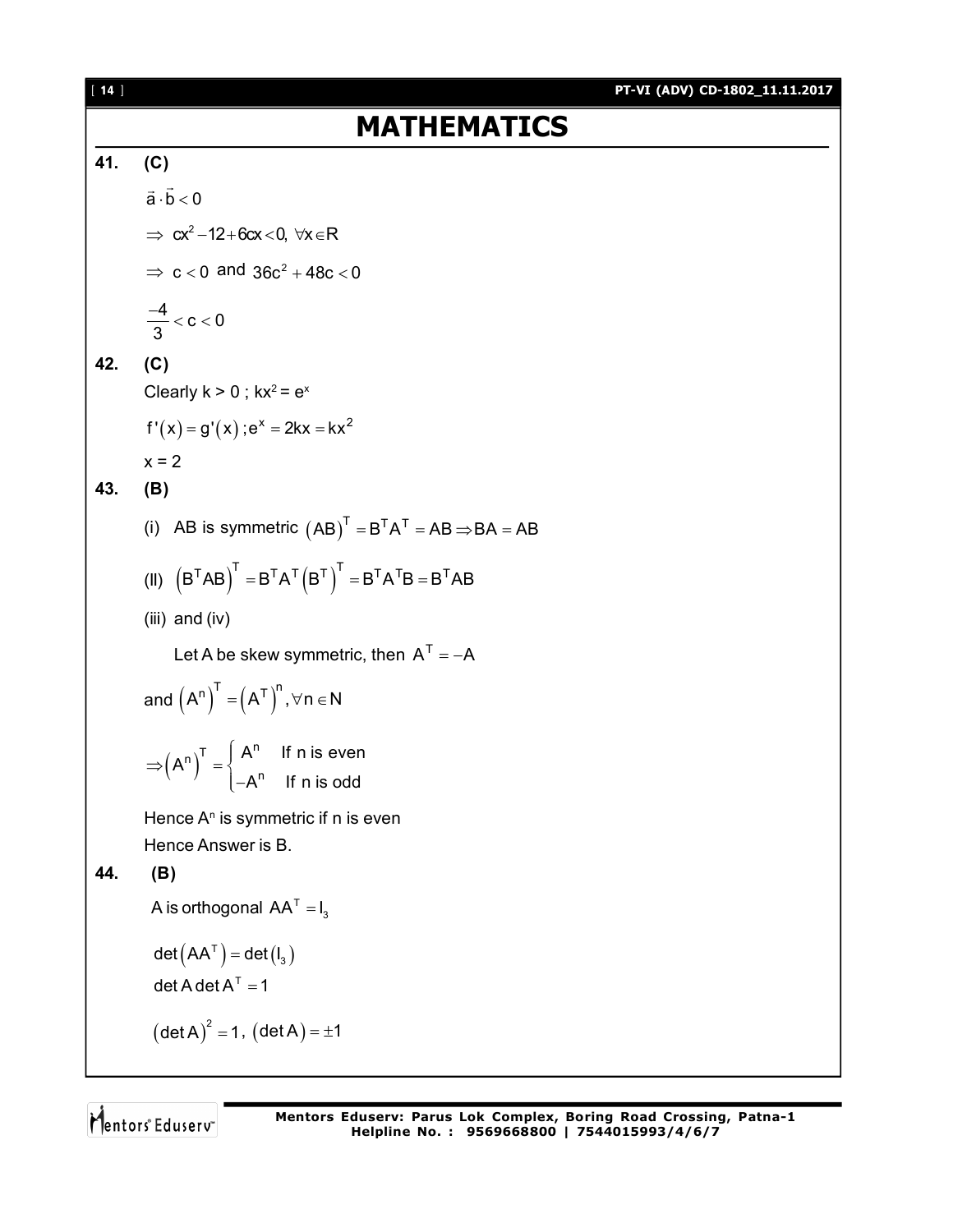# MATHEMATICS

**41.** **(C)**

$\vec{a} \cdot \vec{b} < 0$

$\Rightarrow cx^2 - 12 + 6cx < 0, \ \forall x \in R$

$\Rightarrow c < 0$ and $36c^2 + 48c < 0$

$\frac{-4}{3} < c < 0$

**42.** **(C)**

Clearly k > 0 ; $kx^2 = e^x$

$f'(x) = g'(x) ; e^x = 2kx = kx^2$

x = 2

**43.** **(B)**

(i) AB is symmetric $(AB)^T = B^T A^T = AB \Rightarrow BA = AB$

(II) $\left(B^T AB\right)^T = B^T A^T \left(B^T\right)^T = B^T A^T B = B^T AB$

(iii) and (iv)

Let A be skew symmetric, then $A^T = -A$

and $\left(A^n\right)^T = \left(A^T\right)^n, \forall n \in N$

$$\Rightarrow \left(A^n\right)^T = \begin{cases} A^n & \text{If n is even} \\ -A^n & \text{If n is odd} \end{cases}$$

Hence $A^n$ is symmetric if n is even

Hence Answer is B.

**44.** **(B)**

A is orthogonal $AA^T = I_3$

$\det\left(AA^T\right) = \det\left(I_3\right)$

$\det A \det A^T = 1$

$(\det A)^2 = 1, \ (\det A) = \pm 1$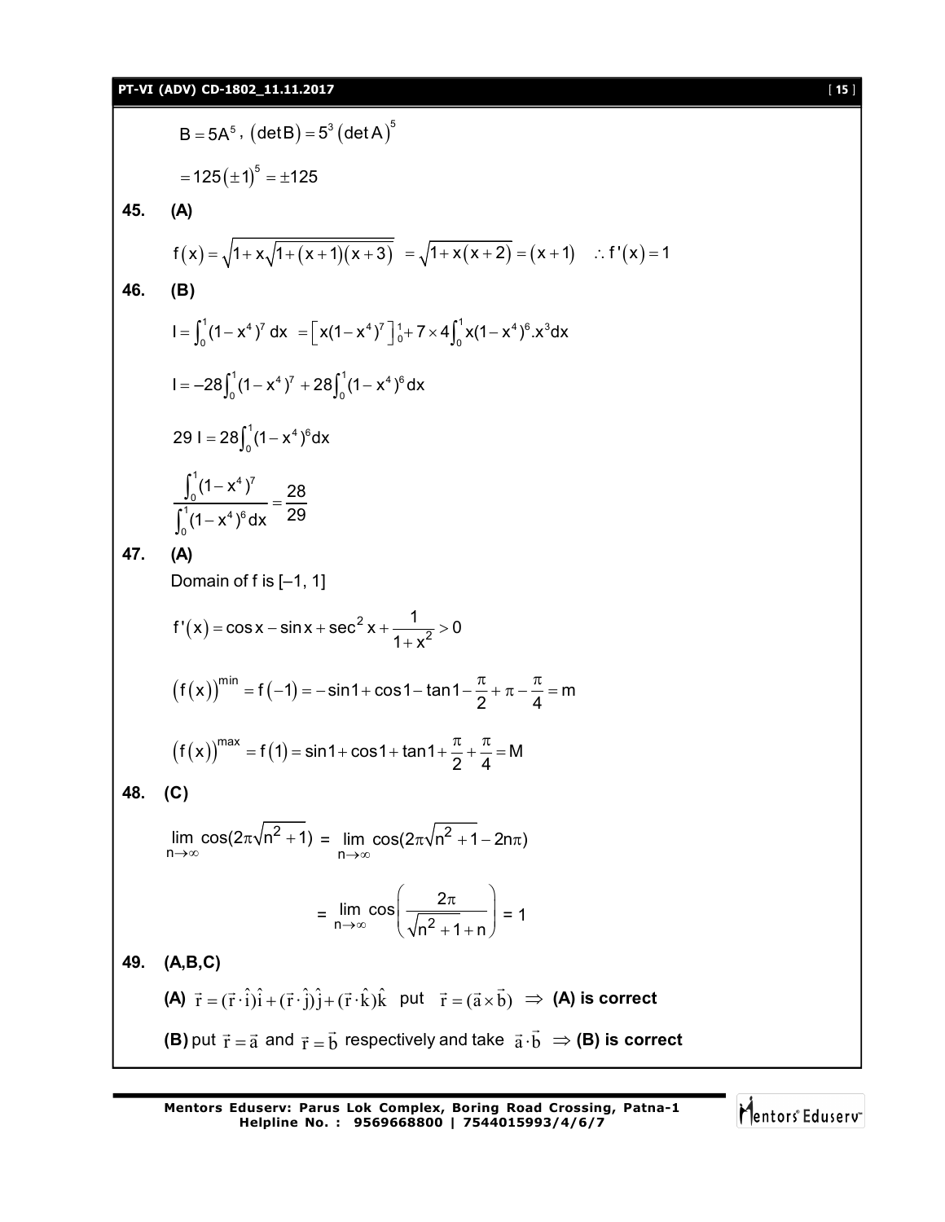$B = 5A^5$ , $(\det B) = 5^3 (\det A)^5$

$= 125(\pm 1)^5 = \pm 125$

**45. (A)**

$$f(x) = \sqrt{1 + x\sqrt{1+(x+1)(x+3)}} = \sqrt{1 + x(x+2)} = (x+1) \quad \therefore f'(x) = 1$$

**46. (B)**

$$I = \int_0^1 (1-x^4)^7 \, dx = \left[x(1-x^4)^7\right]_0^1 + 7 \times 4\int_0^1 x(1-x^4)^6 . x^3 dx$$

$$I = -28\int_0^1 (1-x^4)^7 + 28\int_0^1 (1-x^4)^6 dx$$

$$29\, I = 28\int_0^1 (1-x^4)^6 dx$$

$$\frac{\int_0^1 (1-x^4)^7}{\int_0^1 (1-x^4)^6 dx} = \frac{28}{29}$$

**47. (A)**

Domain of f is [–1, 1]

$$f'(x) = \cos x - \sin x + \sec^2 x + \frac{1}{1+x^2} > 0$$

$$(f(x))^{\min} = f(-1) = -\sin 1 + \cos 1 - \tan 1 - \frac{\pi}{2} + \pi - \frac{\pi}{4} = m$$

$$(f(x))^{\max} = f(1) = \sin 1 + \cos 1 + \tan 1 + \frac{\pi}{2} + \frac{\pi}{4} = M$$

**48. (C)**

$$\lim_{n\to\infty} \cos(2\pi\sqrt{n^2+1}) = \lim_{n\to\infty} \cos(2\pi\sqrt{n^2+1} - 2n\pi)$$

$$= \lim_{n\to\infty} \cos\left(\frac{2\pi}{\sqrt{n^2+1}+n}\right) = 1$$

**49. (A,B,C)**

**(A)** $\vec{r} = (\vec{r}\cdot\hat{i})\hat{i} + (\vec{r}\cdot\hat{j})\hat{j} + (\vec{r}\cdot\hat{k})\hat{k}$ put $\vec{r} = (\vec{a}\times\vec{b})$ $\Rightarrow$ **(A) is correct**

**(B)** put $\vec{r} = \vec{a}$ and $\vec{r} = \vec{b}$ respectively and take $\vec{a}\cdot\vec{b}$ $\Rightarrow$ **(B) is correct**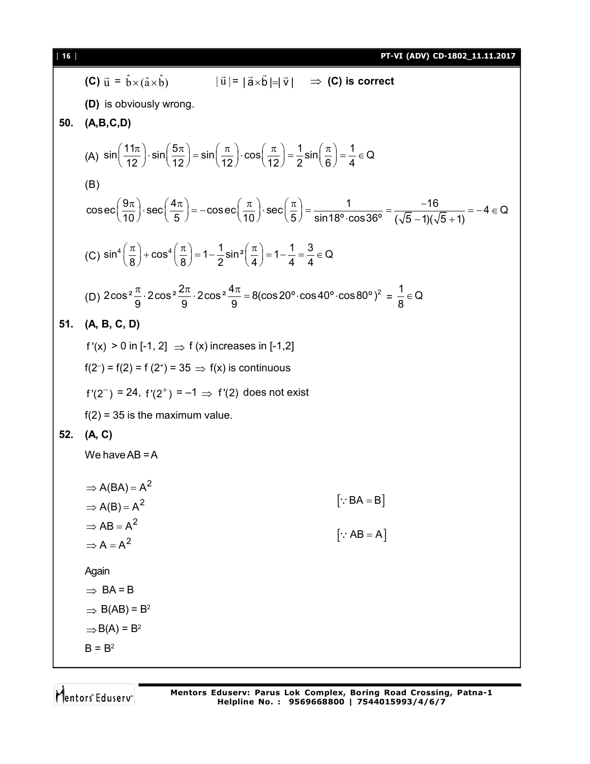**(C)** $\vec{u} = \hat{b}\times(\hat{a}\times\hat{b})$ $|\vec{u}| = |\vec{a}\times\vec{b}| = |\vec{v}|$ $\Rightarrow$ **(C) is correct**

**(D)** is obviously wrong.

**50. (A,B,C,D)**

(A) $\sin\left(\frac{11\pi}{12}\right)\cdot\sin\left(\frac{5\pi}{12}\right) = \sin\left(\frac{\pi}{12}\right)\cdot\cos\left(\frac{\pi}{12}\right) = \frac{1}{2}\sin\left(\frac{\pi}{6}\right) = \frac{1}{4} \in Q$

(B)

$$\operatorname{cosec}\left(\frac{9\pi}{10}\right)\cdot\sec\left(\frac{4\pi}{5}\right) = -\operatorname{cosec}\left(\frac{\pi}{10}\right)\cdot\sec\left(\frac{\pi}{5}\right) = \frac{1}{\sin 18^\circ\cdot\cos 36^\circ} = \frac{-16}{(\sqrt{5}-1)(\sqrt{5}+1)} = -4 \in Q$$

(C) $\sin^4\left(\frac{\pi}{8}\right) + \cos^4\left(\frac{\pi}{8}\right) = 1 - \frac{1}{2}\sin^2\left(\frac{\pi}{4}\right) = 1 - \frac{1}{4} = \frac{3}{4} \in Q$

(D) $2\cos^2\frac{\pi}{9}\cdot 2\cos^2\frac{2\pi}{9}\cdot 2\cos^2\frac{4\pi}{9} = 8(\cos 20^\circ\cdot\cos 40^\circ\cdot\cos 80^\circ)^2 = \frac{1}{8} \in Q$

**51. (A, B, C, D)**

$f'(x) > 0$ in $[-1, 2]$ $\Rightarrow$ $f(x)$ increases in $[-1,2]$

$f(2^-) = f(2) = f(2^+) = 35 \Rightarrow f(x)$ is continuous

$f'(2^-) = 24$, $f'(2^+) = -1 \Rightarrow f'(2)$ does not exist

$f(2) = 35$ is the maximum value.

**52. (A, C)**

We have $AB = A$

$\Rightarrow A(BA) = A^2$

$\Rightarrow A(B) = A^2$ $[\because BA = B]$

$\Rightarrow AB = A^2$

$\Rightarrow A = A^2$ $[\because AB = A]$

Again

$\Rightarrow BA = B$

$\Rightarrow B(AB) = B^2$

$\Rightarrow B(A) = B^2$

$B = B^2$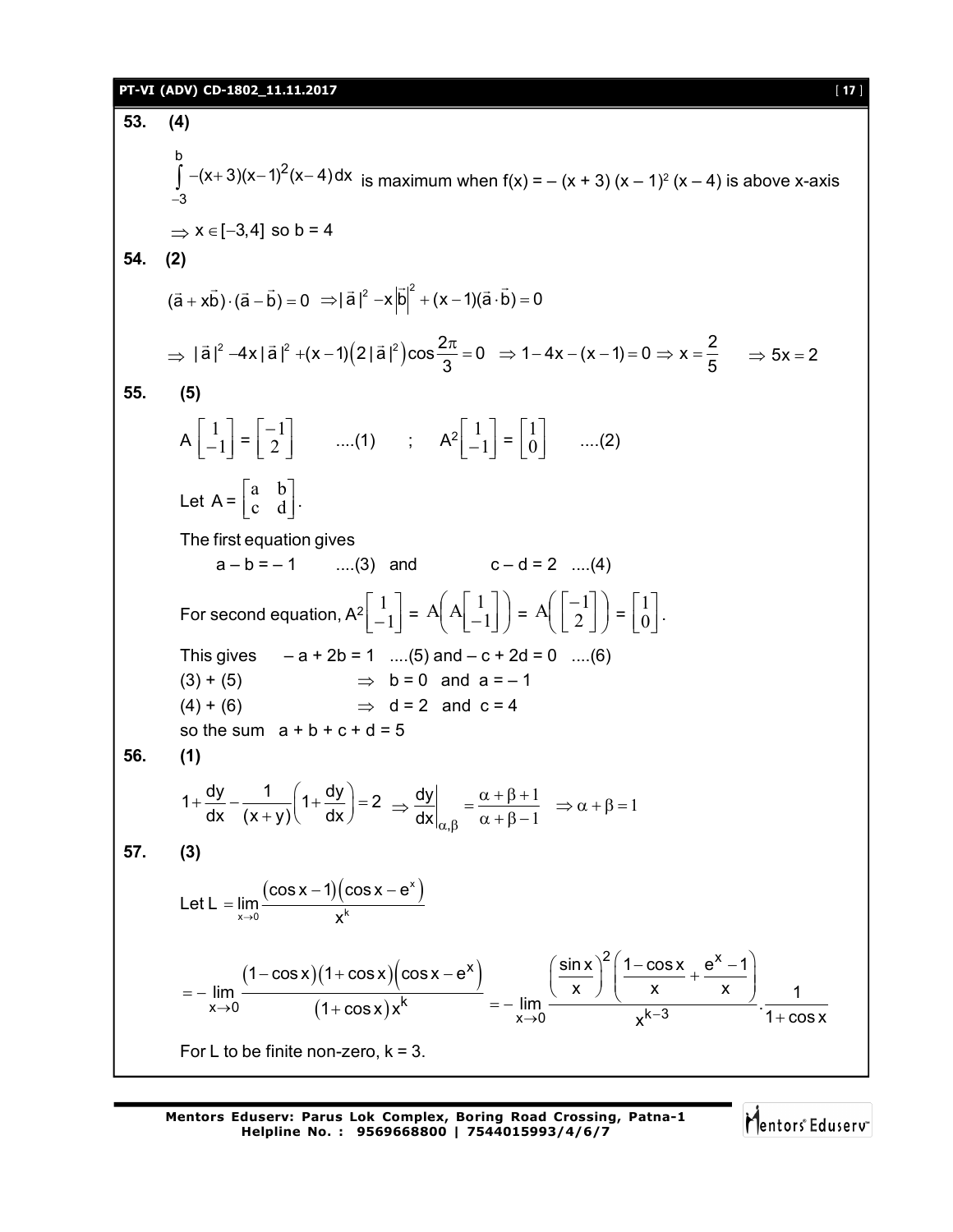**53. (4)**

$$\int_{-3}^{b} -(x+3)(x-1)^2(x-4)\,dx$$ is maximum when $f(x) = -(x+3)(x-1)^2(x-4)$ is above x-axis

$\Rightarrow x \in [-3,4]$ so $b = 4$

**54. (2)**

$$(\vec{a}+x\vec{b})\cdot(\vec{a}-\vec{b}) = 0 \Rightarrow |\vec{a}|^2 - x|\vec{b}|^2 + (x-1)(\vec{a}\cdot\vec{b}) = 0$$

$$\Rightarrow |\vec{a}|^2 - 4x|\vec{a}|^2 + (x-1)\left(2|\vec{a}|^2\right)\cos\frac{2\pi}{3} = 0 \Rightarrow 1-4x-(x-1) = 0 \Rightarrow x = \frac{2}{5} \quad \Rightarrow 5x = 2$$

**55. (5)**

$$A\begin{bmatrix}1\\-1\end{bmatrix} = \begin{bmatrix}-1\\2\end{bmatrix} \quad ....(1) \quad ; \quad A^2\begin{bmatrix}1\\-1\end{bmatrix} = \begin{bmatrix}1\\0\end{bmatrix} \quad ....(2)$$

Let $A = \begin{bmatrix}a & b\\c & d\end{bmatrix}$.

The first equation gives

$a - b = -1$ ....(3) and $c - d = 2$ ....(4)

For second equation, $A^2\begin{bmatrix}1\\-1\end{bmatrix} = A\left(A\begin{bmatrix}1\\-1\end{bmatrix}\right) = A\left(\begin{bmatrix}-1\\2\end{bmatrix}\right) = \begin{bmatrix}1\\0\end{bmatrix}$.

This gives $-a + 2b = 1$ ....(5) and $-c + 2d = 0$ ....(6)

(3) + (5) $\Rightarrow$ $b = 0$ and $a = -1$

(4) + (6) $\Rightarrow$ $d = 2$ and $c = 4$

so the sum $a + b + c + d = 5$

**56. (1)**

$$1+\frac{dy}{dx}-\frac{1}{(x+y)}\left(1+\frac{dy}{dx}\right) = 2 \Rightarrow \left.\frac{dy}{dx}\right|_{\alpha,\beta} = \frac{\alpha+\beta+1}{\alpha+\beta-1} \Rightarrow \alpha+\beta = 1$$

**57. (3)**

Let $L = \lim\limits_{x\to 0}\dfrac{(\cos x-1)(\cos x - e^x)}{x^k}$

$$= -\lim_{x\to 0}\frac{(1-\cos x)(1+\cos x)(\cos x - e^x)}{(1+\cos x)x^k} = -\lim_{x\to 0}\frac{\left(\frac{\sin x}{x}\right)^2\left(\frac{1-\cos x}{x}+\frac{e^x-1}{x}\right)}{x^{k-3}}\cdot\frac{1}{1+\cos x}$$

For L to be finite non-zero, $k = 3$.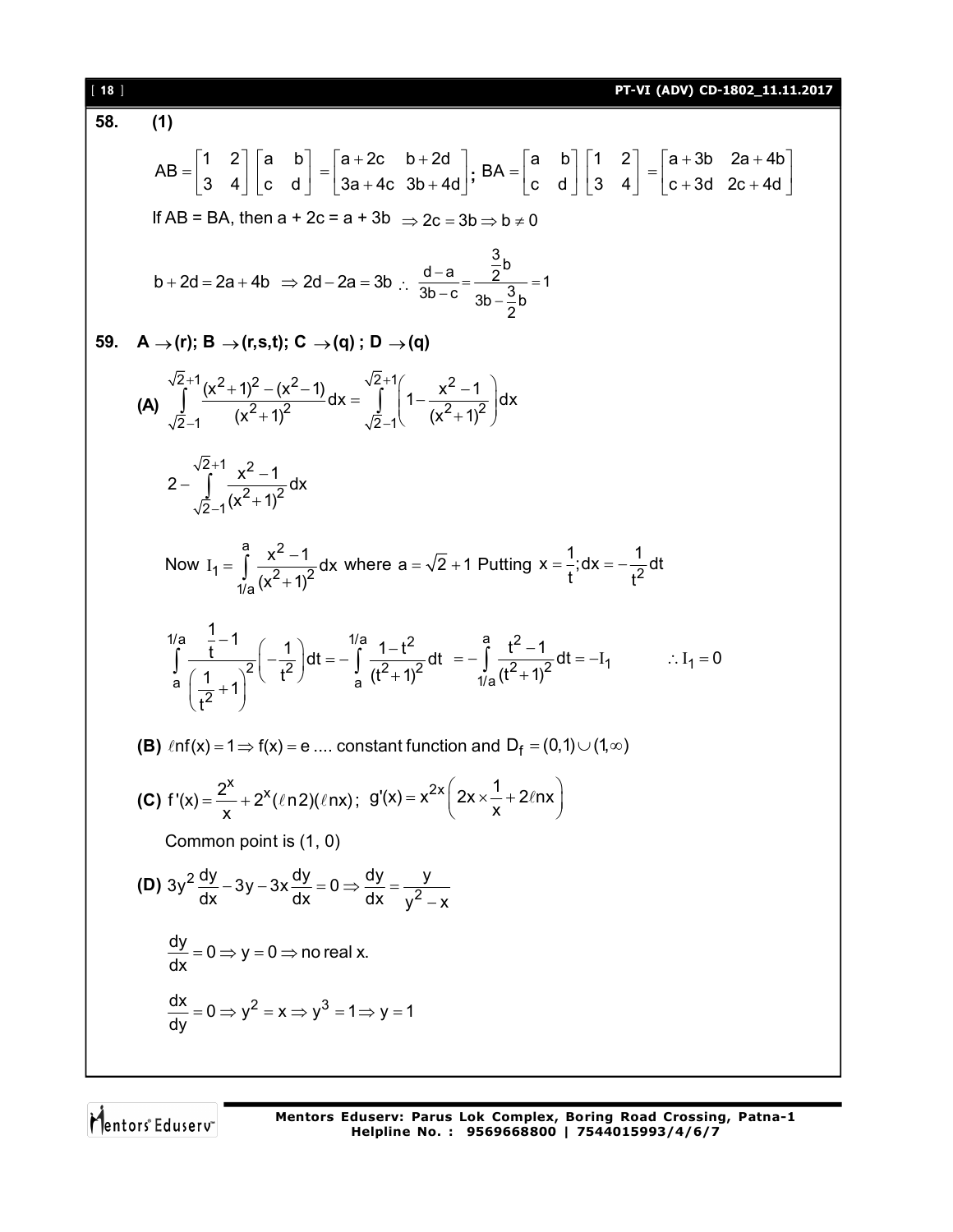**58. (1)**

$$AB = \begin{bmatrix} 1 & 2 \\ 3 & 4 \end{bmatrix}\begin{bmatrix} a & b \\ c & d \end{bmatrix} = \begin{bmatrix} a+2c & b+2d \\ 3a+4c & 3b+4d \end{bmatrix}; \; BA = \begin{bmatrix} a & b \\ c & d \end{bmatrix}\begin{bmatrix} 1 & 2 \\ 3 & 4 \end{bmatrix} = \begin{bmatrix} a+3b & 2a+4b \\ c+3d & 2c+4d \end{bmatrix}$$

If AB = BA, then $a + 2c = a + 3b \Rightarrow 2c = 3b \Rightarrow b \neq 0$

$$b + 2d = 2a + 4b \Rightarrow 2d - 2a = 3b \; \therefore \; \frac{d-a}{3b-c} = \frac{\frac{3}{2}b}{3b - \frac{3}{2}b} = 1$$

**59. $A \to (r)$; $B \to (r,s,t)$; $C \to (q)$ ; $D \to (q)$**

**(A)** $\displaystyle\int_{\sqrt{2}-1}^{\sqrt{2}+1} \frac{(x^2+1)^2 - (x^2-1)}{(x^2+1)^2} dx = \int_{\sqrt{2}-1}^{\sqrt{2}+1} \left(1 - \frac{x^2-1}{(x^2+1)^2}\right) dx$

$$2 - \int_{\sqrt{2}-1}^{\sqrt{2}+1} \frac{x^2-1}{(x^2+1)^2} dx$$

Now $I_1 = \displaystyle\int_{1/a}^{a} \frac{x^2-1}{(x^2+1)^2} dx$ where $a = \sqrt{2}+1$ Putting $x = \frac{1}{t}; dx = -\frac{1}{t^2} dt$

$$\int_{a}^{1/a} \frac{\frac{1}{t}-1}{\left(\frac{1}{t^2}+1\right)^2}\left(-\frac{1}{t^2}\right) dt = -\int_{a}^{1/a} \frac{1-t^2}{(t^2+1)^2} dt = -\int_{1/a}^{a} \frac{t^2-1}{(t^2+1)^2} dt = -I_1 \qquad \therefore I_1 = 0$$

**(B)** $\ell n f(x) = 1 \Rightarrow f(x) = e$ .... constant function and $D_f = (0,1) \cup (1, \infty)$

**(C)** $f'(x) = \dfrac{2^x}{x} + 2^x (\ell n 2)(\ell n x)$; $g'(x) = x^{2x}\left(2x \times \dfrac{1}{x} + 2\ell n x\right)$

Common point is (1, 0)

**(D)** $3y^2 \dfrac{dy}{dx} - 3y - 3x\dfrac{dy}{dx} = 0 \Rightarrow \dfrac{dy}{dx} = \dfrac{y}{y^2 - x}$

$\dfrac{dy}{dx} = 0 \Rightarrow y = 0 \Rightarrow$ no real x.

$\dfrac{dx}{dy} = 0 \Rightarrow y^2 = x \Rightarrow y^3 = 1 \Rightarrow y = 1$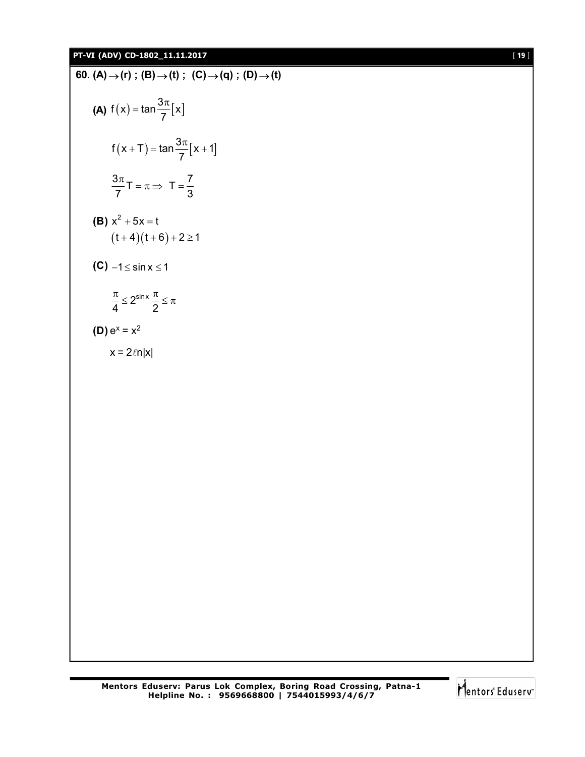**60. (A) $\rightarrow$ (r) ; (B) $\rightarrow$ (t) ; (C) $\rightarrow$ (q) ; (D) $\rightarrow$ (t)**

**(A)** $f(x) = \tan\frac{3\pi}{7}[x]$

$$f(x+T) = \tan\frac{3\pi}{7}[x+1]$$

$$\frac{3\pi}{7}T = \pi \Rightarrow \ T = \frac{7}{3}$$

**(B)** $x^2 + 5x = t$

$$(t+4)(t+6) + 2 \geq 1$$

**(C)** $-1 \leq \sin x \leq 1$

$$\frac{\pi}{4} \leq 2^{\sin x}\,\frac{\pi}{2} \leq \pi$$

**(D)** $e^x = x^2$

$$x = 2\ell n|x|$$